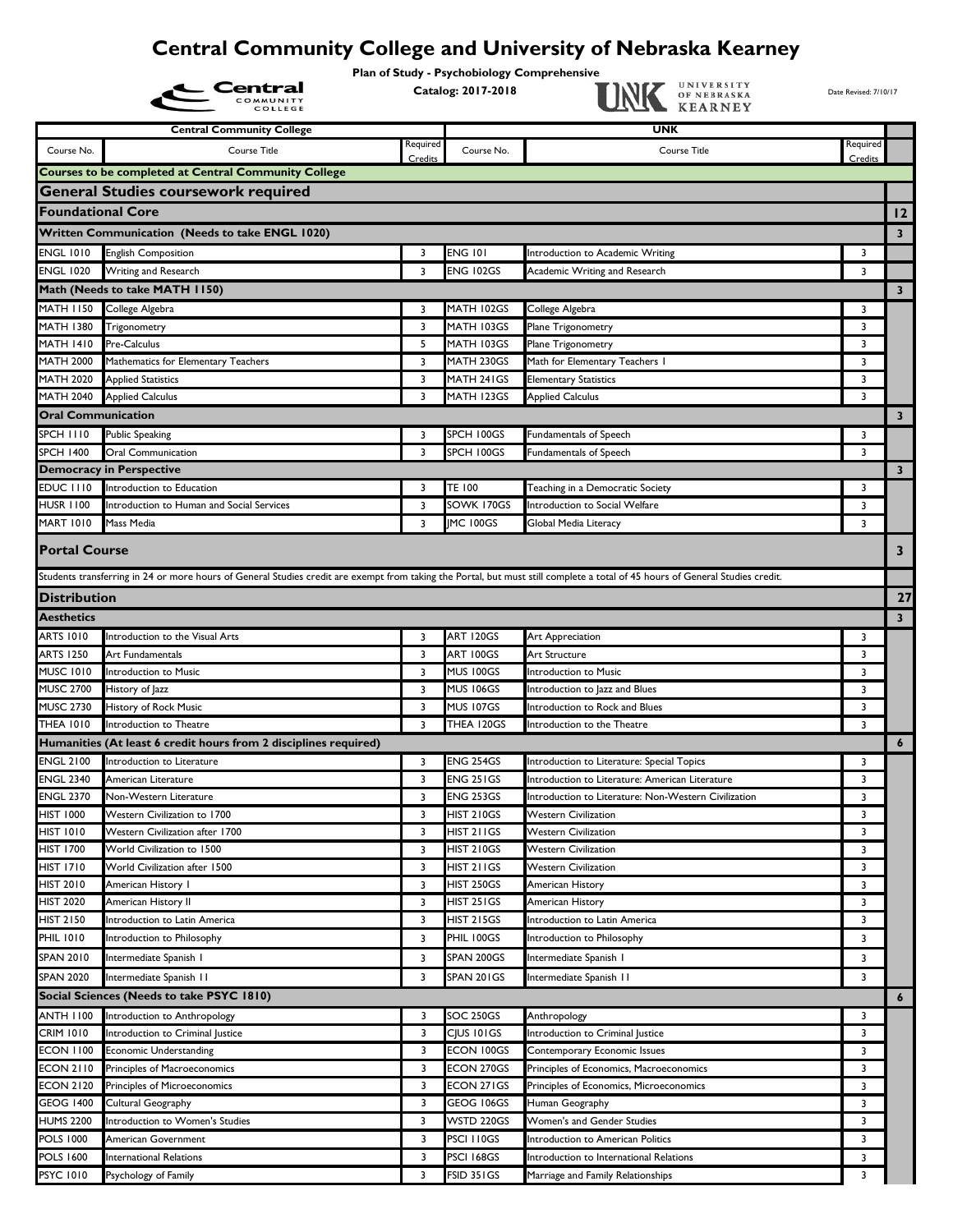# Central Community College and University of Nebraska Kearney

**Plan of Study - Psychobiology Comprehensive**

**Catalog: 2017-2018**

Date Revised: 7/10/17

| Central Community College | | | UNK | | | |
|---|---|---|---|---|---|---|
| Course No. | Course Title | Required Credits | Course No. | Course Title | Required Credits | |
| **Courses to be completed at Central Community College** | | | | | | |
| **General Studies coursework required** | | | | | | |
| **Foundational Core** | | | | | | **12** |
| **Written Communication (Needs to take ENGL 1020)** | | | | | | **3** |
| ENGL 1010 | English Composition | 3 | ENG 101 | Introduction to Academic Writing | 3 | |
| ENGL 1020 | Writing and Research | 3 | ENG 102GS | Academic Writing and Research | 3 | |
| **Math (Needs to take MATH 1150)** | | | | | | **3** |
| MATH 1150 | College Algebra | 3 | MATH 102GS | College Algebra | 3 | |
| MATH 1380 | Trigonometry | 3 | MATH 103GS | Plane Trigonometry | 3 | |
| MATH 1410 | Pre-Calculus | 5 | MATH 103GS | Plane Trigonometry | 3 | |
| MATH 2000 | Mathematics for Elementary Teachers | 3 | MATH 230GS | Math for Elementary Teachers I | 3 | |
| MATH 2020 | Applied Statistics | 3 | MATH 241GS | Elementary Statistics | 3 | |
| MATH 2040 | Applied Calculus | 3 | MATH 123GS | Applied Calculus | 3 | |
| **Oral Communication** | | | | | | **3** |
| SPCH 1110 | Public Speaking | 3 | SPCH 100GS | Fundamentals of Speech | 3 | |
| SPCH 1400 | Oral Communication | 3 | SPCH 100GS | Fundamentals of Speech | 3 | |
| **Democracy in Perspective** | | | | | | **3** |
| EDUC 1110 | Introduction to Education | 3 | TE 100 | Teaching in a Democratic Society | 3 | |
| HUSR 1100 | Introduction to Human and Social Services | 3 | SOWK 170GS | Introduction to Social Welfare | 3 | |
| MART 1010 | Mass Media | 3 | JMC 100GS | Global Media Literacy | 3 | |
| **Portal Course** | | | | | | **3** |
| Students transferring in 24 or more hours of General Studies credit are exempt from taking the Portal, but must still complete a total of 45 hours of General Studies credit. | | | | | | |
| **Distribution** | | | | | | **27** |
| **Aesthetics** | | | | | | **3** |
| ARTS 1010 | Introduction to the Visual Arts | 3 | ART 120GS | Art Appreciation | 3 | |
| ARTS 1250 | Art Fundamentals | 3 | ART 100GS | Art Structure | 3 | |
| MUSC 1010 | Introduction to Music | 3 | MUS 100GS | Introduction to Music | 3 | |
| MUSC 2700 | History of Jazz | 3 | MUS 106GS | Introduction to Jazz and Blues | 3 | |
| MUSC 2730 | History of Rock Music | 3 | MUS 107GS | Introduction to Rock and Blues | 3 | |
| THEA 1010 | Introduction to Theatre | 3 | THEA 120GS | Introduction to the Theatre | 3 | |
| **Humanities (At least 6 credit hours from 2 disciplines required)** | | | | | | **6** |
| ENGL 2100 | Introduction to Literature | 3 | ENG 254GS | Introduction to Literature: Special Topics | 3 | |
| ENGL 2340 | American Literature | 3 | ENG 251GS | Introduction to Literature: American Literature | 3 | |
| ENGL 2370 | Non-Western Literature | 3 | ENG 253GS | Introduction to Literature: Non-Western Civilization | 3 | |
| HIST 1000 | Western Civilization to 1700 | 3 | HIST 210GS | Western Civilization | 3 | |
| HIST 1010 | Western Civilization after 1700 | 3 | HIST 211GS | Western Civilization | 3 | |
| HIST 1700 | World Civilization to 1500 | 3 | HIST 210GS | Western Civilization | 3 | |
| HIST 1710 | World Civilization after 1500 | 3 | HIST 211GS | Western Civilization | 3 | |
| HIST 2010 | American History I | 3 | HIST 250GS | American History | 3 | |
| HIST 2020 | American History II | 3 | HIST 251GS | American History | 3 | |
| HIST 2150 | Introduction to Latin America | 3 | HIST 215GS | Introduction to Latin America | 3 | |
| PHIL 1010 | Introduction to Philosophy | 3 | PHIL 100GS | Introduction to Philosophy | 3 | |
| SPAN 2010 | Intermediate Spanish I | 3 | SPAN 200GS | Intermediate Spanish I | 3 | |
| SPAN 2020 | Intermediate Spanish II | 3 | SPAN 201GS | Intermediate Spanish II | 3 | |
| **Social Sciences (Needs to take PSYC 1810)** | | | | | | **6** |
| ANTH 1100 | Introduction to Anthropology | 3 | SOC 250GS | Anthropology | 3 | |
| CRIM 1010 | Introduction to Criminal Justice | 3 | CJUS 101GS | Introduction to Criminal Justice | 3 | |
| ECON 1100 | Economic Understanding | 3 | ECON 100GS | Contemporary Economic Issues | 3 | |
| ECON 2110 | Principles of Macroeconomics | 3 | ECON 270GS | Principles of Economics, Macroeconomics | 3 | |
| ECON 2120 | Principles of Microeconomics | 3 | ECON 271GS | Principles of Economics, Microeconomics | 3 | |
| GEOG 1400 | Cultural Geography | 3 | GEOG 106GS | Human Geography | 3 | |
| HUMS 2200 | Introduction to Women's Studies | 3 | WSTD 220GS | Women's and Gender Studies | 3 | |
| POLS 1000 | American Government | 3 | PSCI 110GS | Introduction to American Politics | 3 | |
| POLS 1600 | International Relations | 3 | PSCI 168GS | Introduction to International Relations | 3 | |
| PSYC 1010 | Psychology of Family | 3 | FSID 351GS | Marriage and Family Relationships | 3 | |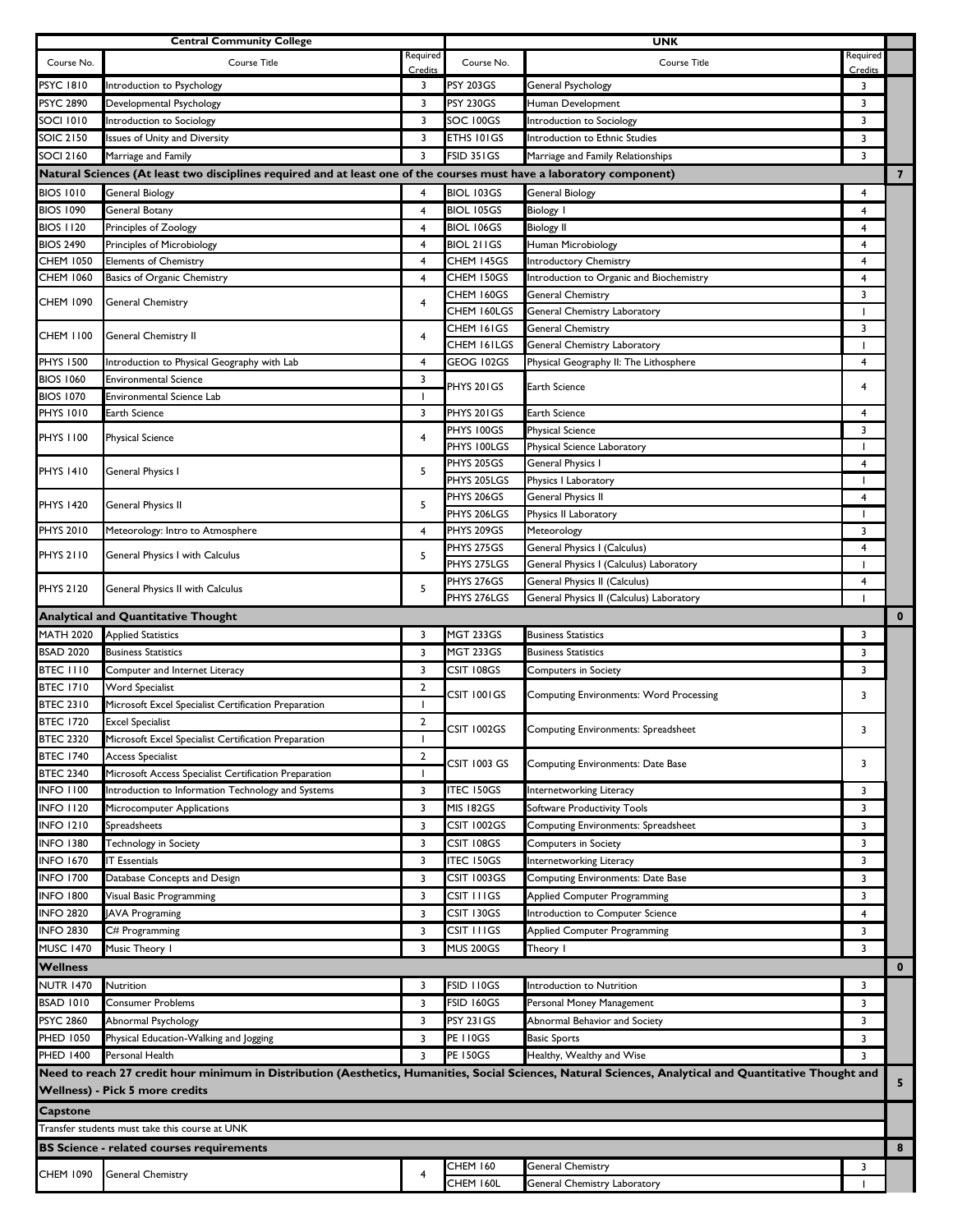| Central Community College | | | UNK | | | |
|---|---|---|---|---|---|---|
| Course No. | Course Title | Required Credits | Course No. | Course Title | Required Credits | |
| PSYC 1810 | Introduction to Psychology | 3 | PSY 203GS | General Psychology | 3 | |
| PSYC 2890 | Developmental Psychology | 3 | PSY 230GS | Human Development | 3 | |
| SOCI 1010 | Introduction to Sociology | 3 | SOC 100GS | Introduction to Sociology | 3 | |
| SOIC 2150 | Issues of Unity and Diversity | 3 | ETHS 101GS | Introduction to Ethnic Studies | 3 | |
| SOCI 2160 | Marriage and Family | 3 | FSID 351GS | Marriage and Family Relationships | 3 | |
| **Natural Sciences (At least two disciplines required and at least one of the courses must have a laboratory component)** | | | | | | **7** |
| BIOS 1010 | General Biology | 4 | BIOL 103GS | General Biology | 4 | |
| BIOS 1090 | General Botany | 4 | BIOL 105GS | Biology I | 4 | |
| BIOS 1120 | Principles of Zoology | 4 | BIOL 106GS | Biology II | 4 | |
| BIOS 2490 | Principles of Microbiology | 4 | BIOL 211GS | Human Microbiology | 4 | |
| CHEM 1050 | Elements of Chemistry | 4 | CHEM 145GS | Introductory Chemistry | 4 | |
| CHEM 1060 | Basics of Organic Chemistry | 4 | CHEM 150GS | Introduction to Organic and Biochemistry | 4 | |
| CHEM 1090 | General Chemistry | 4 | CHEM 160GS | General Chemistry | 3 | |
| | | | CHEM 160LGS | General Chemistry Laboratory | 1 | |
| CHEM 1100 | General Chemistry II | 4 | CHEM 161GS | General Chemistry | 3 | |
| | | | CHEM 161LGS | General Chemistry Laboratory | 1 | |
| PHYS 1500 | Introduction to Physical Geography with Lab | 4 | GEOG 102GS | Physical Geography II: The Lithosphere | 4 | |
| BIOS 1060 | Environmental Science | 3 | PHYS 201GS | Earth Science | 4 | |
| BIOS 1070 | Environmental Science Lab | 1 | | | | |
| PHYS 1010 | Earth Science | 3 | PHYS 201GS | Earth Science | 4 | |
| PHYS 1100 | Physical Science | 4 | PHYS 100GS | Physical Science | 3 | |
| | | | PHYS 100LGS | Physical Science Laboratory | 1 | |
| PHYS 1410 | General Physics I | 5 | PHYS 205GS | General Physics I | 4 | |
| | | | PHYS 205LGS | Physics I Laboratory | 1 | |
| PHYS 1420 | General Physics II | 5 | PHYS 206GS | General Physics II | 4 | |
| | | | PHYS 206LGS | Physics II Laboratory | 1 | |
| PHYS 2010 | Meteorology: Intro to Atmosphere | 4 | PHYS 209GS | Meteorology | 3 | |
| PHYS 2110 | General Physics I with Calculus | 5 | PHYS 275GS | General Physics I (Calculus) | 4 | |
| | | | PHYS 275LGS | General Physics I (Calculus) Laboratory | 1 | |
| PHYS 2120 | General Physics II with Calculus | 5 | PHYS 276GS | General Physics II (Calculus) | 4 | |
| | | | PHYS 276LGS | General Physics II (Calculus) Laboratory | 1 | |
| **Analytical and Quantitative Thought** | | | | | | **0** |
| MATH 2020 | Applied Statistics | 3 | MGT 233GS | Business Statistics | 3 | |
| BSAD 2020 | Business Statistics | 3 | MGT 233GS | Business Statistics | 3 | |
| BTEC 1110 | Computer and Internet Literacy | 3 | CSIT 108GS | Computers in Society | 3 | |
| BTEC 1710 | Word Specialist | 2 | CSIT 1001GS | Computing Environments: Word Processing | 3 | |
| BTEC 2310 | Microsoft Excel Specialist Certification Preparation | 1 | | | | |
| BTEC 1720 | Excel Specialist | 2 | CSIT 1002GS | Computing Environments: Spreadsheet | 3 | |
| BTEC 2320 | Microsoft Excel Specialist Certification Preparation | 1 | | | | |
| BTEC 1740 | Access Specialist | 2 | CSIT 1003 GS | Computing Environments: Date Base | 3 | |
| BTEC 2340 | Microsoft Access Specialist Certification Preparation | 1 | | | | |
| INFO 1100 | Introduction to Information Technology and Systems | 3 | ITEC 150GS | Internetworking Literacy | 3 | |
| INFO 1120 | Microcomputer Applications | 3 | MIS 182GS | Software Productivity Tools | 3 | |
| INFO 1210 | Spreadsheets | 3 | CSIT 1002GS | Computing Environments: Spreadsheet | 3 | |
| INFO 1380 | Technology in Society | 3 | CSIT 108GS | Computers in Society | 3 | |
| INFO 1670 | IT Essentials | 3 | ITEC 150GS | Internetworking Literacy | 3 | |
| INFO 1700 | Database Concepts and Design | 3 | CSIT 1003GS | Computing Environments: Date Base | 3 | |
| INFO 1800 | Visual Basic Programming | 3 | CSIT 111GS | Applied Computer Programming | 3 | |
| INFO 2820 | JAVA Programing | 3 | CSIT 130GS | Introduction to Computer Science | 4 | |
| INFO 2830 | C# Programming | 3 | CSIT 111GS | Applied Computer Programming | 3 | |
| MUSC 1470 | Music Theory I | 3 | MUS 200GS | Theory I | 3 | |
| **Wellness** | | | | | | **0** |
| NUTR 1470 | Nutrition | 3 | FSID 110GS | Introduction to Nutrition | 3 | |
| BSAD 1010 | Consumer Problems | 3 | FSID 160GS | Personal Money Management | 3 | |
| PSYC 2860 | Abnormal Psychology | 3 | PSY 231GS | Abnormal Behavior and Society | 3 | |
| PHED 1050 | Physical Education-Walking and Jogging | 3 | PE 110GS | Basic Sports | 3 | |
| PHED 1400 | Personal Health | 3 | PE 150GS | Healthy, Wealthy and Wise | 3 | |
| **Need to reach 27 credit hour minimum in Distribution (Aesthetics, Humanities, Social Sciences, Natural Sciences, Analytical and Quantitative Thought and Wellness) - Pick 5 more credits** | | | | | | **5** |
| **Capstone** | | | | | | |
| Transfer students must take this course at UNK | | | | | | |
| **BS Science - related courses requirements** | | | | | | **8** |
| CHEM 1090 | General Chemistry | 4 | CHEM 160 | General Chemistry | 3 | |
| | | | CHEM 160L | General Chemistry Laboratory | 1 | |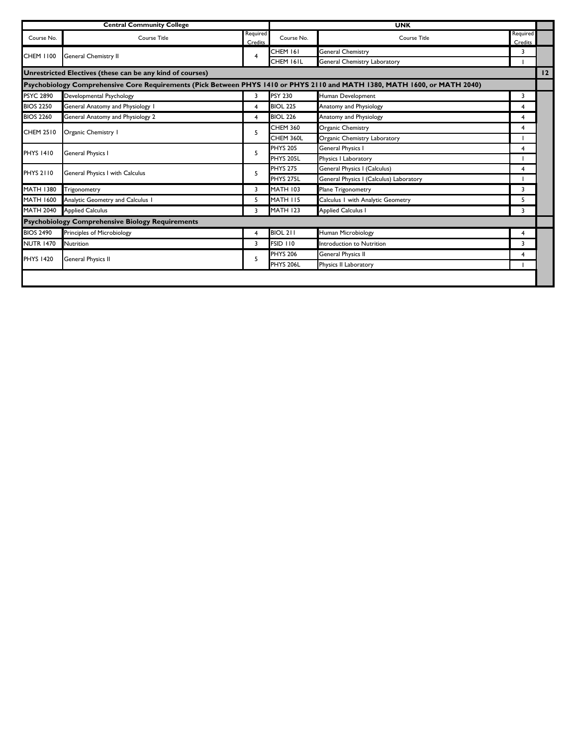| Central Community College | | | UNK | | | |
|---|---|---|---|---|---|---|
| Course No. | Course Title | Required Credits | Course No. | Course Title | Required Credits | |
| CHEM 1100 | General Chemistry II | 4 | CHEM 161 | General Chemistry | 3 | |
| | | | CHEM 161L | General Chemistry Laboratory | 1 | |
| **Unrestricted Electives (these can be any kind of courses)** | | | | | | **12** |
| **Psychobiology Comprehensive Core Requirements (Pick Between PHYS 1410 or PHYS 2110 and MATH 1380, MATH 1600, or MATH 2040)** | | | | | | |
| PSYC 2890 | Developmental Psychology | 3 | PSY 230 | Human Development | 3 | |
| BIOS 2250 | General Anatomy and Physiology 1 | 4 | BIOL 225 | Anatomy and Physiology | 4 | |
| BIOS 2260 | General Anatomy and Physiology 2 | 4 | BIOL 226 | Anatomy and Physiology | 4 | |
| CHEM 2510 | Organic Chemistry I | 5 | CHEM 360 | Organic Chemistry | 4 | |
| | | | CHEM 360L | Organic Chemistry Laboratory | 1 | |
| PHYS 1410 | General Physics I | 5 | PHYS 205 | General Physics I | 4 | |
| | | | PHYS 205L | Physics I Laboratory | 1 | |
| PHYS 2110 | General Physics I with Calculus | 5 | PHYS 275 | General Physics I (Calculus) | 4 | |
| | | | PHYS 275L | General Physics I (Calculus) Laboratory | 1 | |
| MATH 1380 | Trigonometry | 3 | MATH 103 | Plane Trigonometry | 3 | |
| MATH 1600 | Analytic Geometry and Calculus I | 5 | MATH 115 | Calculus 1 with Analytic Geometry | 5 | |
| MATH 2040 | Applied Calculus | 3 | MATH 123 | Applied Calculus I | 3 | |
| **Psychobiology Comprehensive Biology Requirements** | | | | | | |
| BIOS 2490 | Principles of Microbiology | 4 | BIOL 211 | Human Microbiology | 4 | |
| NUTR 1470 | Nutrition | 3 | FSID 110 | Introduction to Nutrition | 3 | |
| PHYS 1420 | General Physics II | 5 | PHYS 206 | General Physics II | 4 | |
| | | | PHYS 206L | Physics II Laboratory | 1 | |